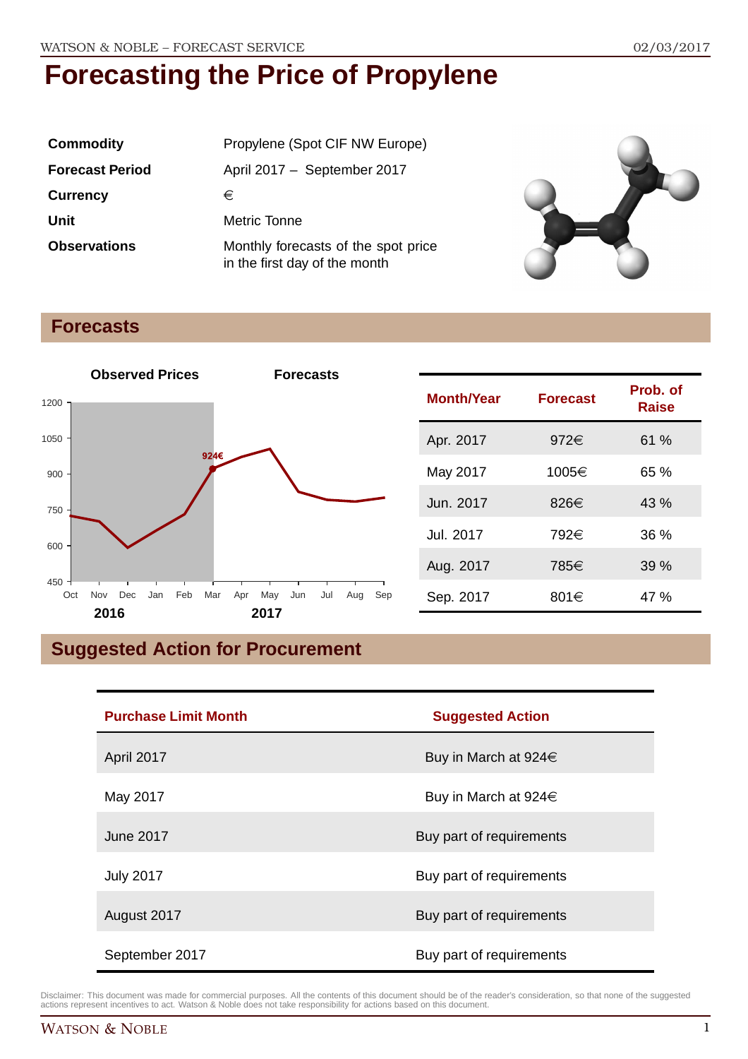# Forecasting the Price of Propylene

| | |
|---|---|
| **Commodity** | Propylene (Spot CIF NW Europe) |
| **Forecast Period** | April 2017 – September 2017 |
| **Currency** | € |
| **Unit** | Metric Tonne |
| **Observations** | Monthly forecasts of the spot price in the first day of the month |

## Forecasts

**Observed Prices** **Forecasts**

| Month/Year | Forecast | Prob. of Raise |
|---|---|---|
| Apr. 2017 | 972€ | 61 % |
| May 2017 | 1005€ | 65 % |
| Jun. 2017 | 826€ | 43 % |
| Jul. 2017 | 792€ | 36 % |
| Aug. 2017 | 785€ | 39 % |
| Sep. 2017 | 801€ | 47 % |

## Suggested Action for Procurement

| Purchase Limit Month | Suggested Action |
|---|---|
| April 2017 | Buy in March at 924€ |
| May 2017 | Buy in March at 924€ |
| June 2017 | Buy part of requirements |
| July 2017 | Buy part of requirements |
| August 2017 | Buy part of requirements |
| September 2017 | Buy part of requirements |

Disclaimer: This document was made for commercial purposes. All the contents of this document should be of the reader's consideration, so that none of the suggested actions represent incentives to act. Watson & Noble does not take responsibility for actions based on this document.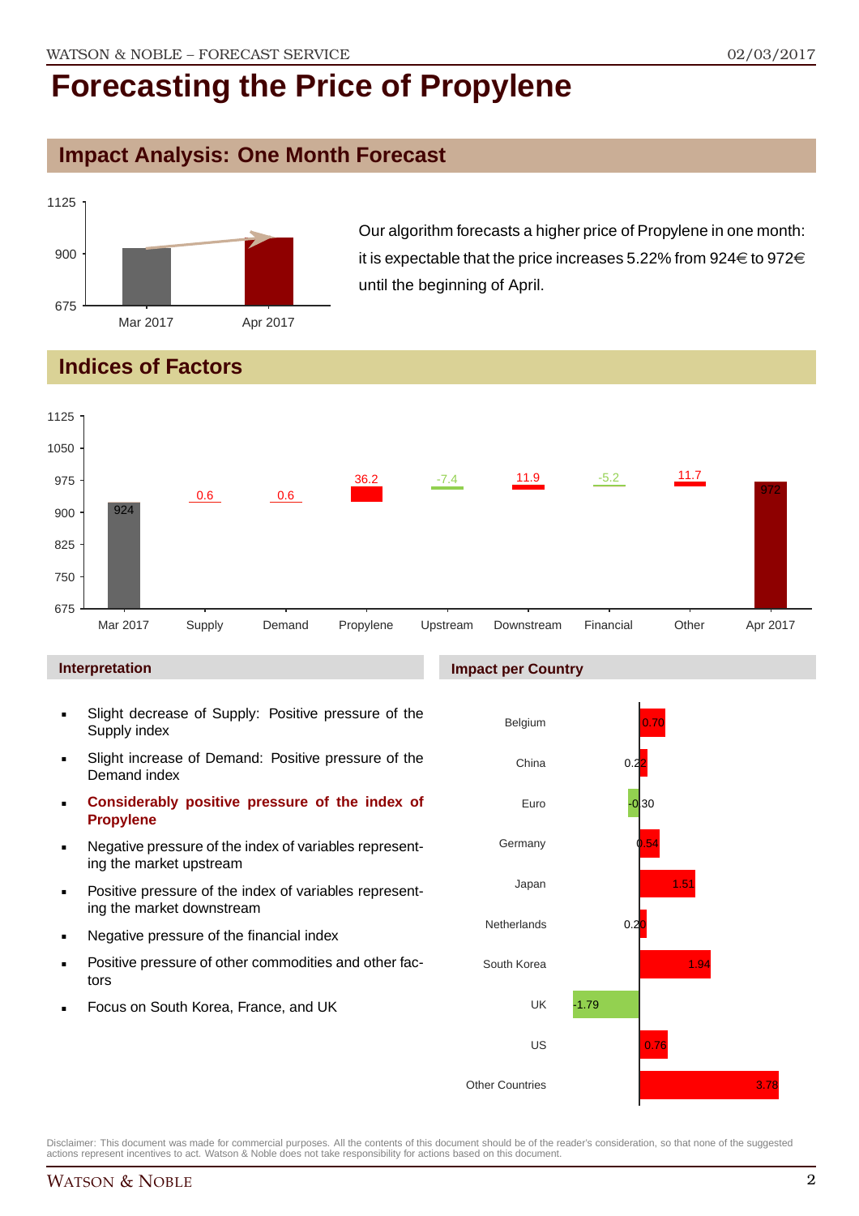# Forecasting the Price of Propylene

## Impact Analysis: One Month Forecast

Our algorithm forecasts a higher price of Propylene in one month: it is expectable that the price increases 5.22% from 924€ to 972€ until the beginning of April.

## Indices of Factors

### Interpretation

- Slight decrease of Supply: Positive pressure of the Supply index
- Slight increase of Demand: Positive pressure of the Demand index
- **Considerably positive pressure of the index of Propylene**
- Negative pressure of the index of variables representing the market upstream
- Positive pressure of the index of variables representing the market downstream
- Negative pressure of the financial index
- Positive pressure of other commodities and other factors
- Focus on South Korea, France, and UK

### Impact per Country

Disclaimer: This document was made for commercial purposes. All the contents of this document should be of the reader's consideration, so that none of the suggested actions represent incentives to act. Watson & Noble does not take responsibility for actions based on this document.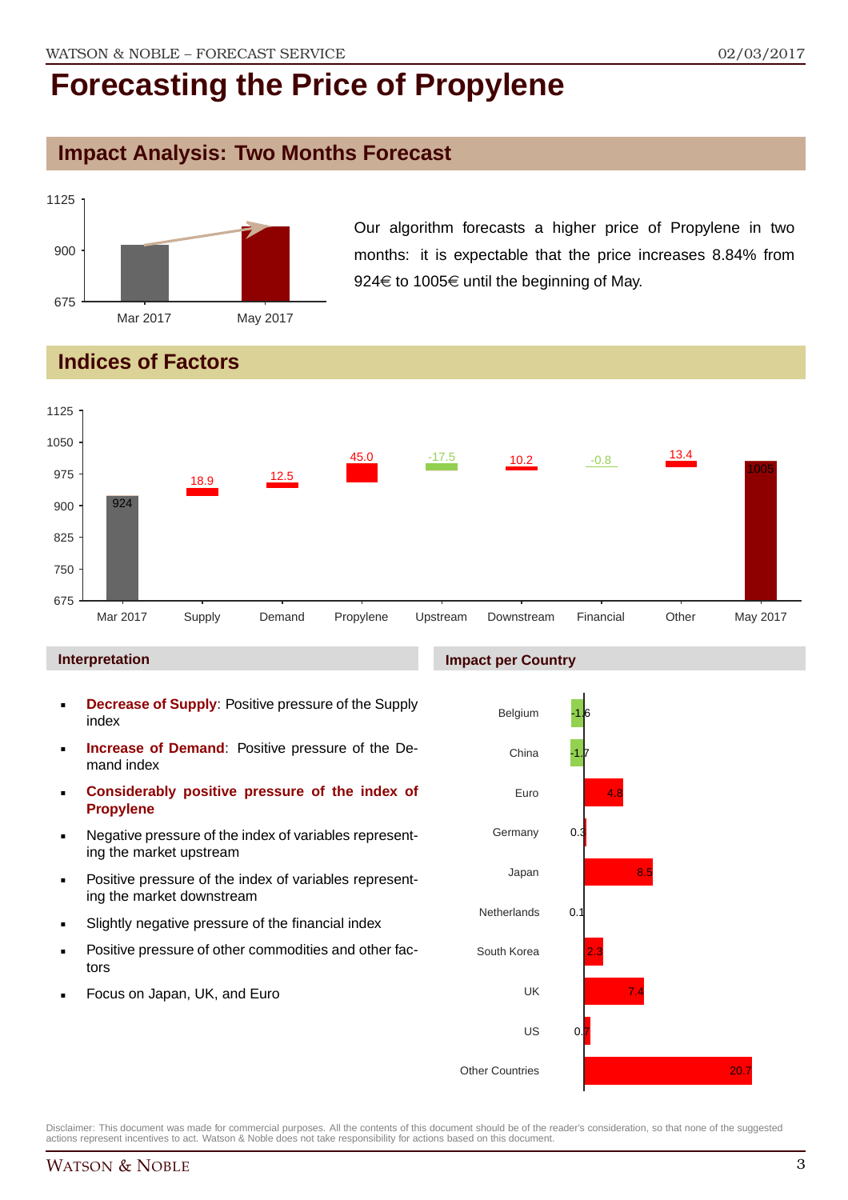# Forecasting the Price of Propylene

## Impact Analysis: Two Months Forecast

Our algorithm forecasts a higher price of Propylene in two months: it is expectable that the price increases 8.84% from 924€ to 1005€ until the beginning of May.

## Indices of Factors

### Interpretation

- **Decrease of Supply**: Positive pressure of the Supply index
- **Increase of Demand**: Positive pressure of the Demand index
- **Considerably positive pressure of the index of Propylene**
- Negative pressure of the index of variables representing the market upstream
- Positive pressure of the index of variables representing the market downstream
- Slightly negative pressure of the financial index
- Positive pressure of other commodities and other factors
- Focus on Japan, UK, and Euro

### Impact per Country

Disclaimer: This document was made for commercial purposes. All the contents of this document should be of the reader's consideration, so that none of the suggested actions represent incentives to act. Watson & Noble does not take responsibility for actions based on this document.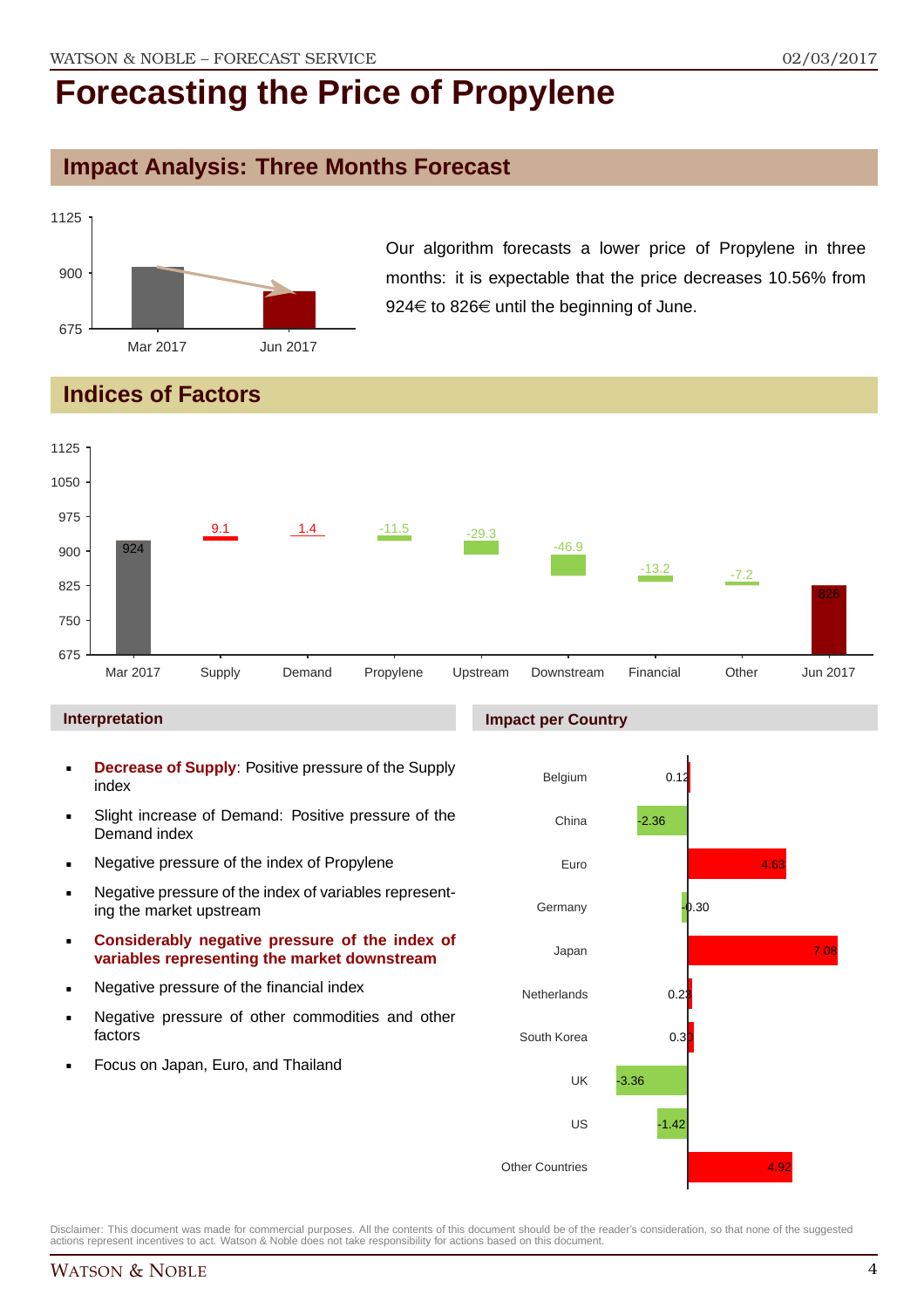# Forecasting the Price of Propylene

## Impact Analysis: Three Months Forecast

Our algorithm forecasts a lower price of Propylene in three months: it is expectable that the price decreases 10.56% from 924€ to 826€ until the beginning of June.

## Indices of Factors

| | Mar 2017 | Supply | Demand | Propylene | Upstream | Downstream | Financial | Other | Jun 2017 |
|---|---|---|---|---|---|---|---|---|---|
| Value | 924 | 9.1 | 1.4 | -11.5 | -29.3 | -46.9 | -13.2 | -7.2 | 826 |

### Interpretation

- **Decrease of Supply**: Positive pressure of the Supply index
- Slight increase of Demand: Positive pressure of the Demand index
- Negative pressure of the index of Propylene
- Negative pressure of the index of variables representing the market upstream
- **Considerably negative pressure of the index of variables representing the market downstream**
- Negative pressure of the financial index
- Negative pressure of other commodities and other factors
- Focus on Japan, Euro, and Thailand

### Impact per Country

| Country | Impact |
|---|---|
| Belgium | 0.12 |
| China | -2.36 |
| Euro | 4.63 |
| Germany | -0.30 |
| Japan | 7.08 |
| Netherlands | 0.23 |
| South Korea | 0.30 |
| UK | -3.36 |
| US | -1.42 |
| Other Countries | 4.92 |

Disclaimer: This document was made for commercial purposes. All the contents of this document should be of the reader's consideration, so that none of the suggested actions represent incentives to act. Watson & Noble does not take responsibility for actions based on this document.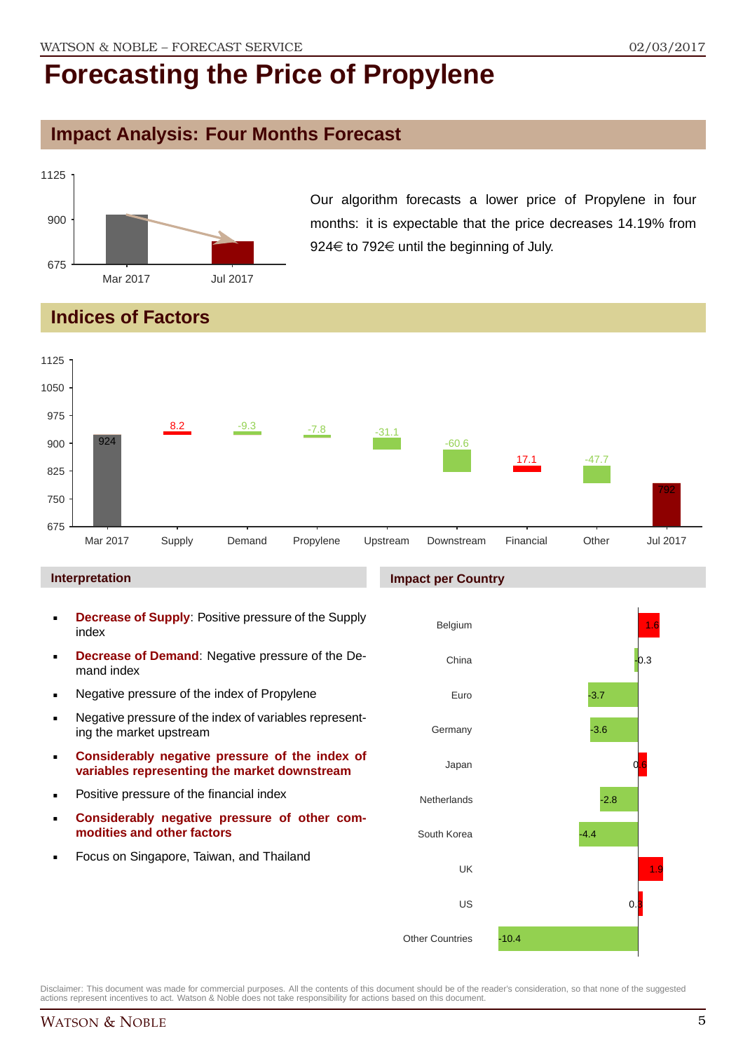# Forecasting the Price of Propylene

## Impact Analysis: Four Months Forecast

Our algorithm forecasts a lower price of Propylene in four months: it is expectable that the price decreases 14.19% from 924€ to 792€ until the beginning of July.

## Indices of Factors

| | Mar 2017 | Supply | Demand | Propylene | Upstream | Downstream | Financial | Other | Jul 2017 |
|---|---|---|---|---|---|---|---|---|---|
| Value | 924 | 8.2 | -9.3 | -7.8 | -31.1 | -60.6 | 17.1 | -47.7 | 792 |

### Interpretation

- **Decrease of Supply**: Positive pressure of the Supply index
- **Decrease of Demand**: Negative pressure of the Demand index
- Negative pressure of the index of Propylene
- Negative pressure of the index of variables representing the market upstream
- **Considerably negative pressure of the index of variables representing the market downstream**
- Positive pressure of the financial index
- **Considerably negative pressure of other commodities and other factors**
- Focus on Singapore, Taiwan, and Thailand

### Impact per Country

| Country | Impact |
|---|---|
| Belgium | 1.6 |
| China | -0.3 |
| Euro | -3.7 |
| Germany | -3.6 |
| Japan | 0.6 |
| Netherlands | -2.8 |
| South Korea | -4.4 |
| UK | 1.9 |
| US | 0.3 |
| Other Countries | -10.4 |

Disclaimer: This document was made for commercial purposes. All the contents of this document should be of the reader's consideration, so that none of the suggested actions represent incentives to act. Watson & Noble does not take responsibility for actions based on this document.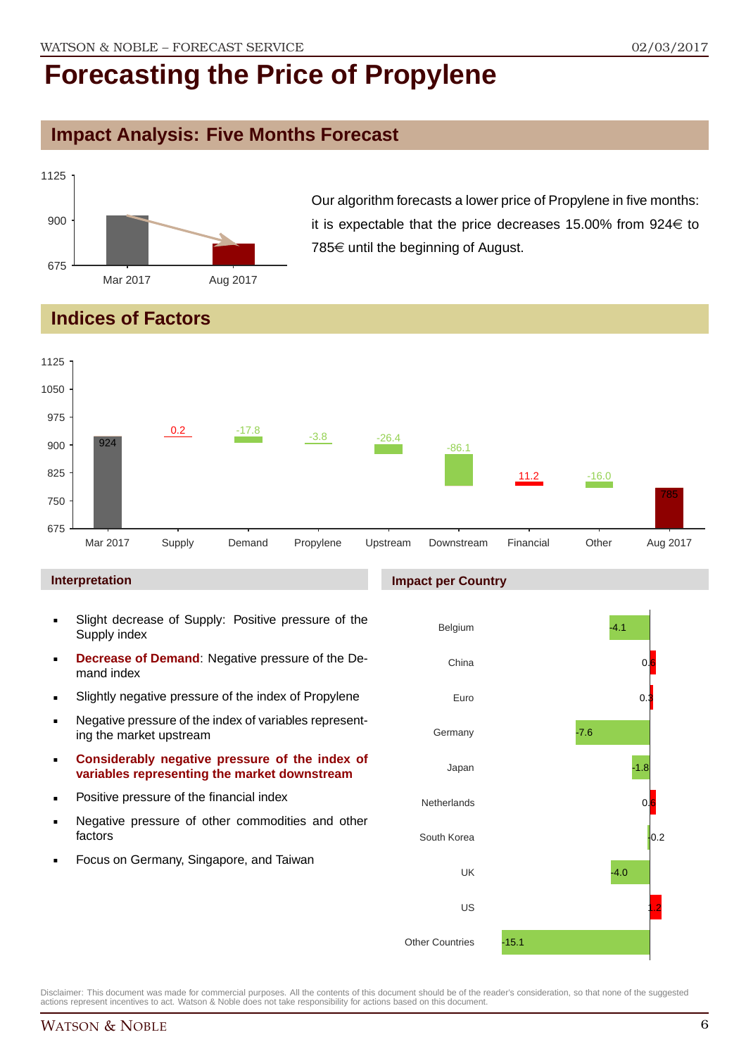# Forecasting the Price of Propylene

## Impact Analysis: Five Months Forecast

| | Price |
|---|---|
| Mar 2017 | 924 |
| Aug 2017 | 785 |

Our algorithm forecasts a lower price of Propylene in five months: it is expectable that the price decreases 15.00% from 924€ to 785€ until the beginning of August.

## Indices of Factors

| Factor | Value |
|---|---|
| Mar 2017 | 924 |
| Supply | 0.2 |
| Demand | -17.8 |
| Propylene | -3.8 |
| Upstream | -26.4 |
| Downstream | -86.1 |
| Financial | 11.2 |
| Other | -16.0 |
| Aug 2017 | 785 |

### Interpretation

- Slight decrease of Supply: Positive pressure of the Supply index
- **Decrease of Demand**: Negative pressure of the Demand index
- Slightly negative pressure of the index of Propylene
- Negative pressure of the index of variables representing the market upstream
- **Considerably negative pressure of the index of variables representing the market downstream**
- Positive pressure of the financial index
- Negative pressure of other commodities and other factors
- Focus on Germany, Singapore, and Taiwan

### Impact per Country

| Country | Impact |
|---|---|
| Belgium | -4.1 |
| China | 0.6 |
| Euro | 0.3 |
| Germany | -7.6 |
| Japan | -1.8 |
| Netherlands | 0.6 |
| South Korea | -0.2 |
| UK | -4.0 |
| US | 1.2 |
| Other Countries | -15.1 |

Disclaimer: This document was made for commercial purposes. All the contents of this document should be of the reader's consideration, so that none of the suggested actions represent incentives to act. Watson & Noble does not take responsibility for actions based on this document.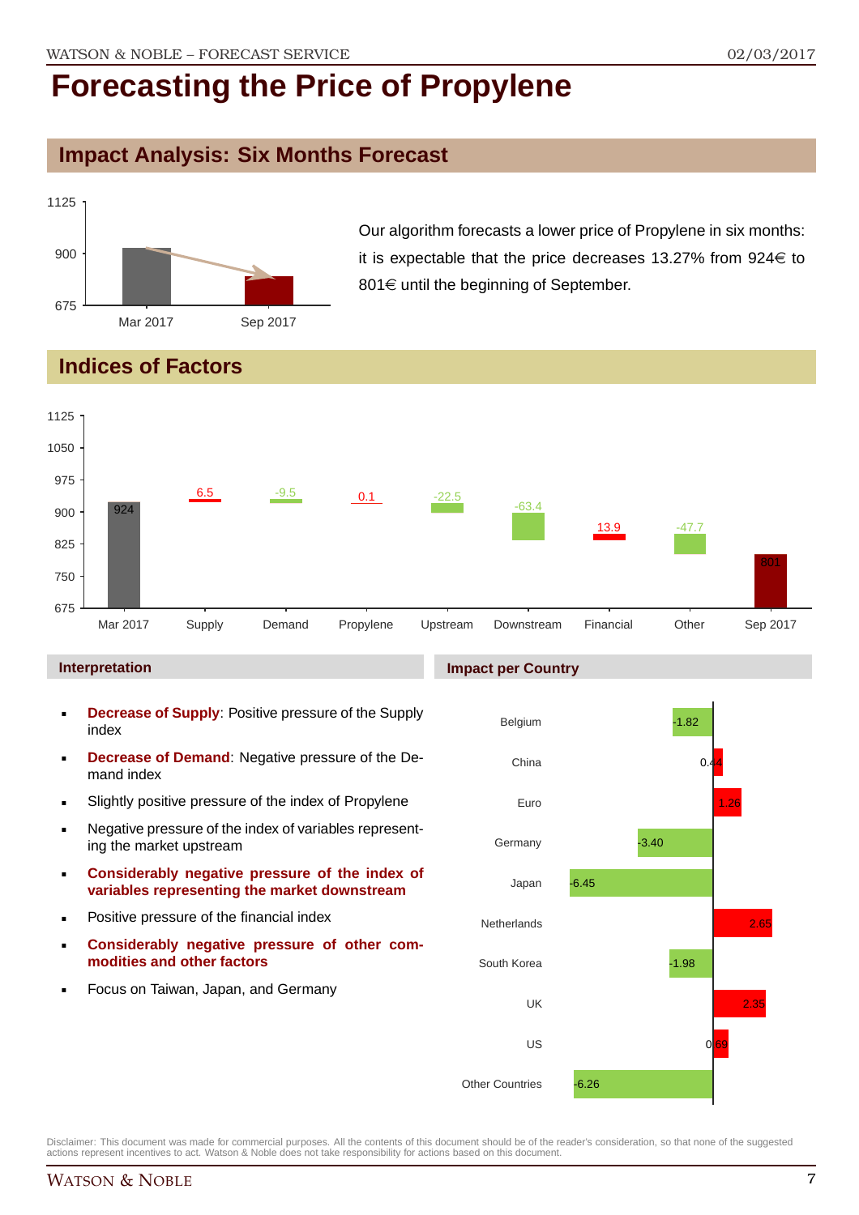# Forecasting the Price of Propylene

## Impact Analysis: Six Months Forecast

Our algorithm forecasts a lower price of Propylene in six months: it is expectable that the price decreases 13.27% from 924€ to 801€ until the beginning of September.

## Indices of Factors

| Factor | Value |
| --- | --- |
| Mar 2017 | 924 |
| Supply | 6.5 |
| Demand | -9.5 |
| Propylene | 0.1 |
| Upstream | -22.5 |
| Downstream | -63.4 |
| Financial | 13.9 |
| Other | -47.7 |
| Sep 2017 | 801 |

### Interpretation

- **Decrease of Supply**: Positive pressure of the Supply index
- **Decrease of Demand**: Negative pressure of the Demand index
- Slightly positive pressure of the index of Propylene
- Negative pressure of the index of variables representing the market upstream
- **Considerably negative pressure of the index of variables representing the market downstream**
- Positive pressure of the financial index
- **Considerably negative pressure of other commodities and other factors**
- Focus on Taiwan, Japan, and Germany

### Impact per Country

| Country | Impact |
| --- | --- |
| Belgium | -1.82 |
| China | 0.44 |
| Euro | 1.26 |
| Germany | -3.40 |
| Japan | -6.45 |
| Netherlands | 2.65 |
| South Korea | -1.98 |
| UK | 2.35 |
| US | 0.69 |
| Other Countries | -6.26 |

Disclaimer: This document was made for commercial purposes. All the contents of this document should be of the reader's consideration, so that none of the suggested actions represent incentives to act. Watson & Noble does not take responsibility for actions based on this document.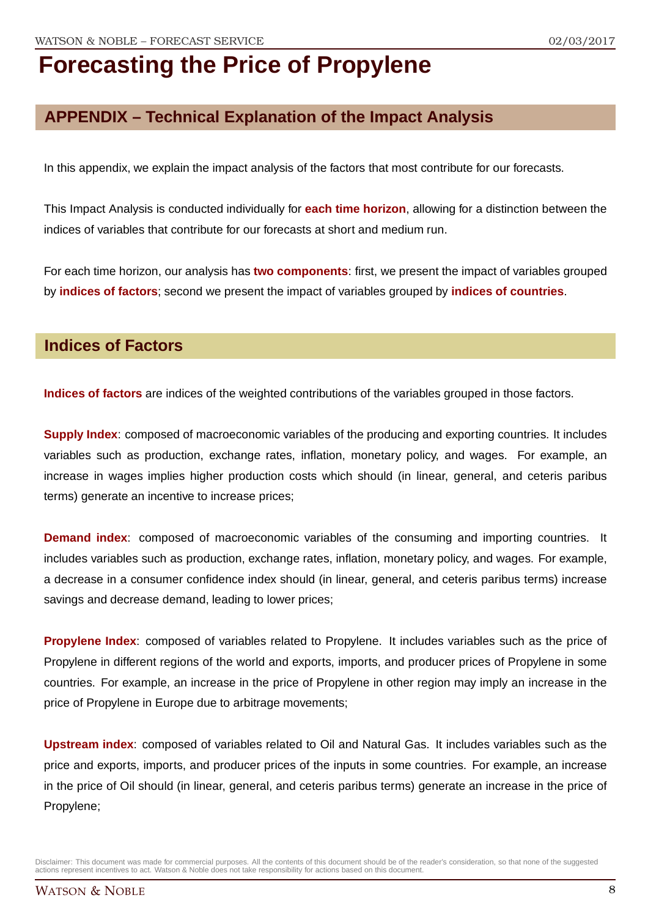# Forecasting the Price of Propylene

## APPENDIX – Technical Explanation of the Impact Analysis

In this appendix, we explain the impact analysis of the factors that most contribute for our forecasts.

This Impact Analysis is conducted individually for **each time horizon**, allowing for a distinction between the indices of variables that contribute for our forecasts at short and medium run.

For each time horizon, our analysis has **two components**: first, we present the impact of variables grouped by **indices of factors**; second we present the impact of variables grouped by **indices of countries**.

## Indices of Factors

**Indices of factors** are indices of the weighted contributions of the variables grouped in those factors.

**Supply Index**: composed of macroeconomic variables of the producing and exporting countries. It includes variables such as production, exchange rates, inflation, monetary policy, and wages. For example, an increase in wages implies higher production costs which should (in linear, general, and ceteris paribus terms) generate an incentive to increase prices;

**Demand index**: composed of macroeconomic variables of the consuming and importing countries. It includes variables such as production, exchange rates, inflation, monetary policy, and wages. For example, a decrease in a consumer confidence index should (in linear, general, and ceteris paribus terms) increase savings and decrease demand, leading to lower prices;

**Propylene Index**: composed of variables related to Propylene. It includes variables such as the price of Propylene in different regions of the world and exports, imports, and producer prices of Propylene in some countries. For example, an increase in the price of Propylene in other region may imply an increase in the price of Propylene in Europe due to arbitrage movements;

**Upstream index**: composed of variables related to Oil and Natural Gas. It includes variables such as the price and exports, imports, and producer prices of the inputs in some countries. For example, an increase in the price of Oil should (in linear, general, and ceteris paribus terms) generate an increase in the price of Propylene;

Disclaimer: This document was made for commercial purposes. All the contents of this document should be of the reader's consideration, so that none of the suggested actions represent incentives to act. Watson & Noble does not take responsibility for actions based on this document.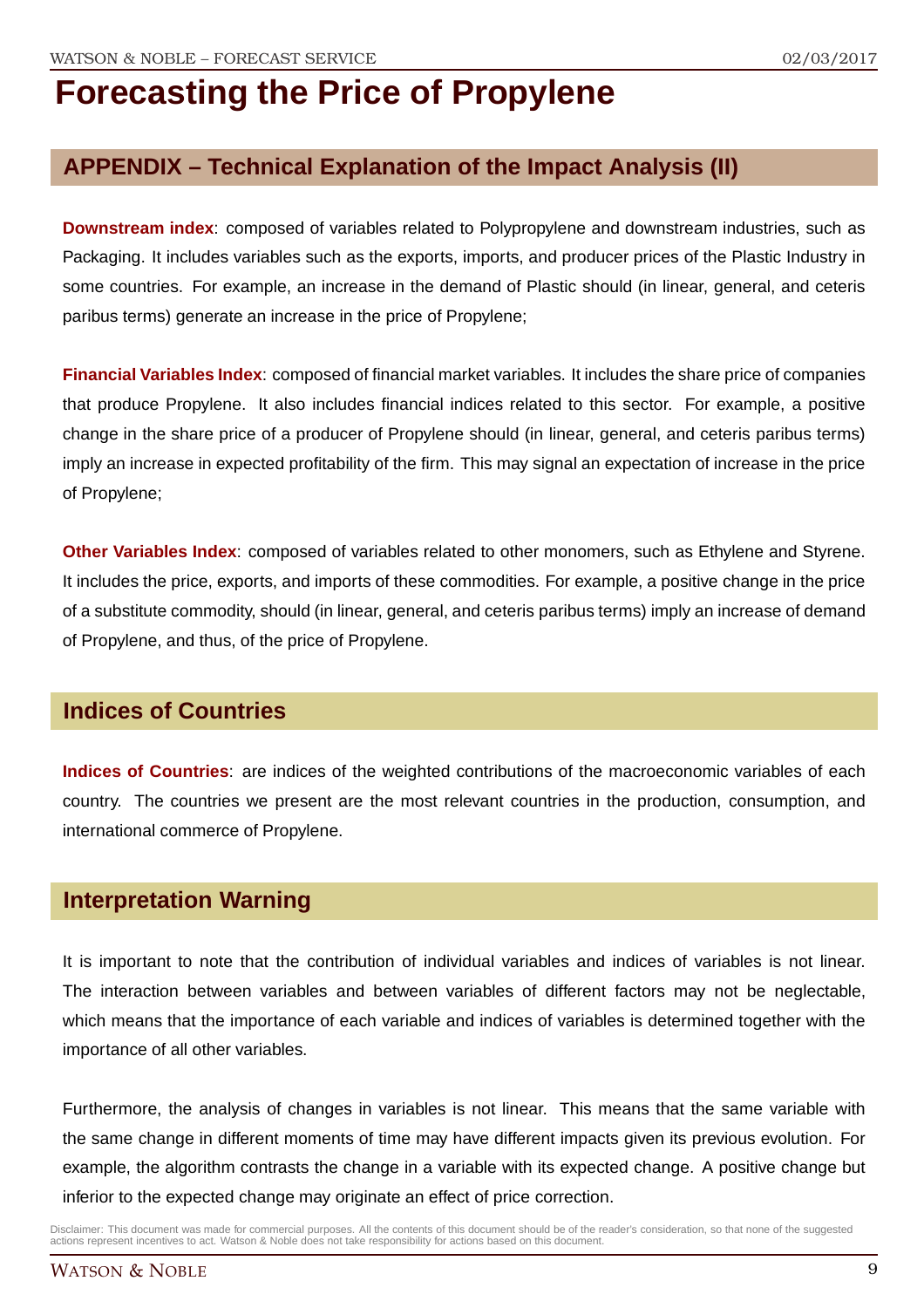# Forecasting the Price of Propylene

## APPENDIX – Technical Explanation of the Impact Analysis (II)

**Downstream index**: composed of variables related to Polypropylene and downstream industries, such as Packaging. It includes variables such as the exports, imports, and producer prices of the Plastic Industry in some countries. For example, an increase in the demand of Plastic should (in linear, general, and ceteris paribus terms) generate an increase in the price of Propylene;

**Financial Variables Index**: composed of financial market variables. It includes the share price of companies that produce Propylene. It also includes financial indices related to this sector. For example, a positive change in the share price of a producer of Propylene should (in linear, general, and ceteris paribus terms) imply an increase in expected profitability of the firm. This may signal an expectation of increase in the price of Propylene;

**Other Variables Index**: composed of variables related to other monomers, such as Ethylene and Styrene. It includes the price, exports, and imports of these commodities. For example, a positive change in the price of a substitute commodity, should (in linear, general, and ceteris paribus terms) imply an increase of demand of Propylene, and thus, of the price of Propylene.

## Indices of Countries

**Indices of Countries**: are indices of the weighted contributions of the macroeconomic variables of each country. The countries we present are the most relevant countries in the production, consumption, and international commerce of Propylene.

## Interpretation Warning

It is important to note that the contribution of individual variables and indices of variables is not linear. The interaction between variables and between variables of different factors may not be neglectable, which means that the importance of each variable and indices of variables is determined together with the importance of all other variables.

Furthermore, the analysis of changes in variables is not linear. This means that the same variable with the same change in different moments of time may have different impacts given its previous evolution. For example, the algorithm contrasts the change in a variable with its expected change. A positive change but inferior to the expected change may originate an effect of price correction.

Disclaimer: This document was made for commercial purposes. All the contents of this document should be of the reader's consideration, so that none of the suggested actions represent incentives to act. Watson & Noble does not take responsibility for actions based on this document.